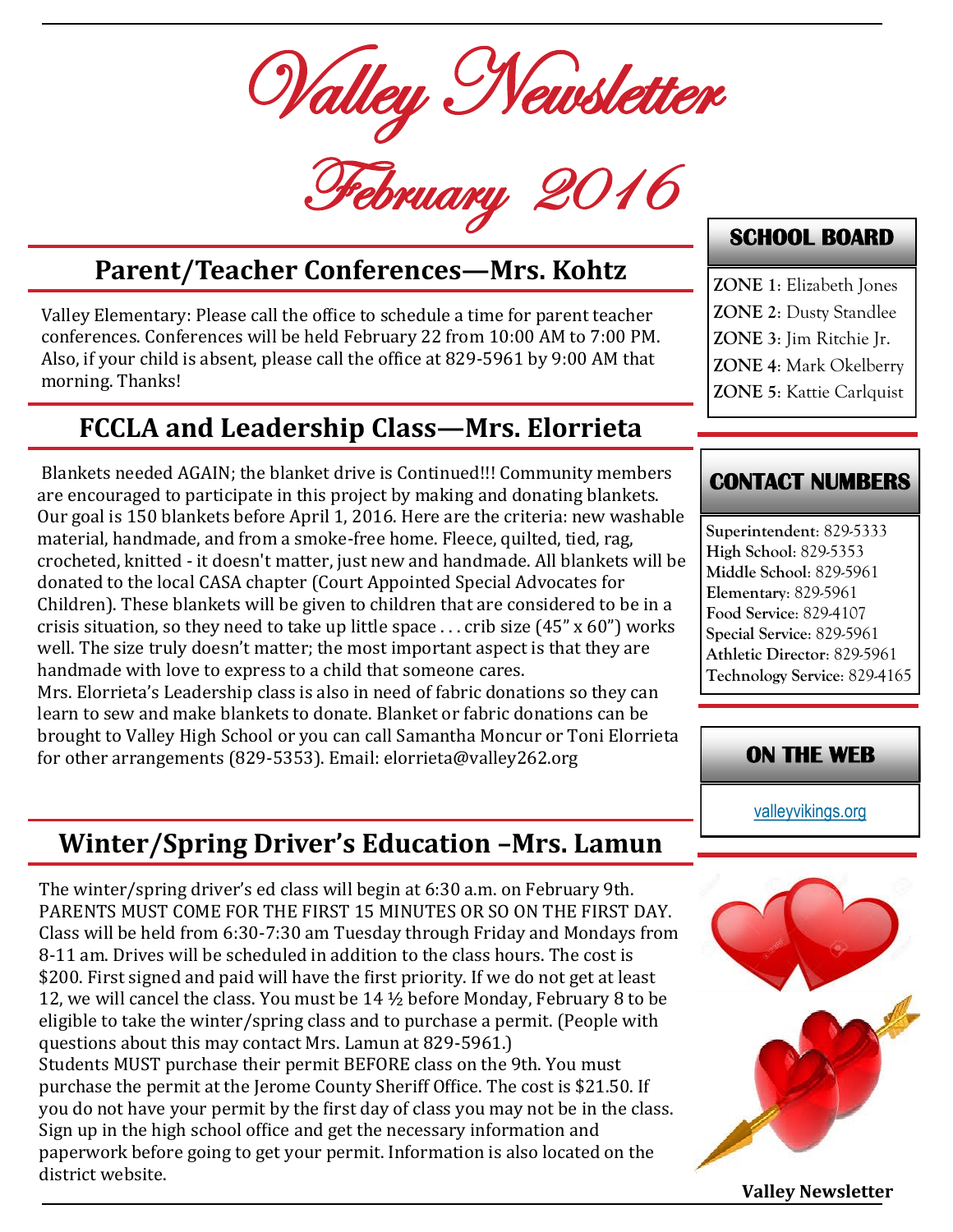# Valley Newsletter

# February 2016

## Parent/Teacher Conferences—Mrs. Kohtz

Valley Elementary: Please call the office to schedule a time for parent teacher conferences. Conferences will be held February 22 from 10:00 AM to 7:00 PM. Also, if your child is absent, please call the office at 829-5961 by 9:00 AM that morning. Thanks!

## FCCLA and Leadership Class—Mrs. Elorrieta

Blankets needed AGAIN; the blanket drive is Continued!!! Community members are encouraged to participate in this project by making and donating blankets. Our goal is 150 blankets before April 1, 2016. Here are the criteria: new washable material, handmade, and from a smoke-free home. Fleece, quilted, tied, rag, crocheted, knitted - it doesn't matter, just new and handmade. All blankets will be donated to the local CASA chapter (Court Appointed Special Advocates for Children). These blankets will be given to children that are considered to be in a crisis situation, so they need to take up little space . . . crib size (45" x 60") works well. The size truly doesn't matter; the most important aspect is that they are handmade with love to express to a child that someone cares.

Mrs. Elorrieta's Leadership class is also in need of fabric donations so they can learn to sew and make blankets to donate. Blanket or fabric donations can be brought to Valley High School or you can call Samantha Moncur or Toni Elorrieta for other arrangements (829-5353). Email: elorrieta@valley262.org

## Winter/Spring Driver's Education –Mrs. Lamun

The winter/spring driver's ed class will begin at 6:30 a.m. on February 9th. PARENTS MUST COME FOR THE FIRST 15 MINUTES OR SO ON THE FIRST DAY. Class will be held from 6:30-7:30 am Tuesday through Friday and Mondays from 8-11 am. Drives will be scheduled in addition to the class hours. The cost is $200. First signed and paid will have the first priority. If we do not get at least 12, we will cancel the class. You must be 14 ½ before Monday, February 8 to be eligible to take the winter/spring class and to purchase a permit. (People with questions about this may contact Mrs. Lamun at 829-5961.)

Students MUST purchase their permit BEFORE class on the 9th. You must purchase the permit at the Jerome County Sheriff Office. The cost is $21.50. If you do not have your permit by the first day of class you may not be in the class. Sign up in the high school office and get the necessary information and paperwork before going to get your permit. Information is also located on the district website.

### SCHOOL BOARD

**ZONE 1**: Elizabeth Jones
**ZONE 2**: Dusty Standlee
**ZONE 3**: Jim Ritchie Jr.
**ZONE 4**: Mark Okelberry
**ZONE 5**: Kattie Carlquist

### CONTACT NUMBERS

**Superintendent**: 829-5333
**High School**: 829-5353
**Middle School**: 829-5961
**Elementary**: 829-5961
**Food Service**: 829-4107
**Special Service**: 829-5961
**Athletic Director**: 829-5961
**Technology Service**: 829-4165

### ON THE WEB

valleyvikings.org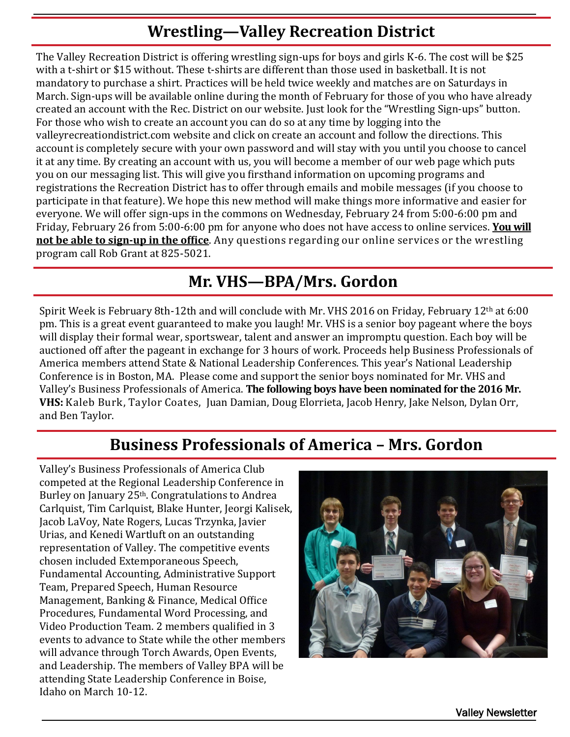## Wrestling—Valley Recreation District

The Valley Recreation District is offering wrestling sign-ups for boys and girls K-6. The cost will be $25 with a t-shirt or $15 without. These t-shirts are different than those used in basketball. It is not mandatory to purchase a shirt. Practices will be held twice weekly and matches are on Saturdays in March. Sign-ups will be available online during the month of February for those of you who have already created an account with the Rec. District on our website. Just look for the "Wrestling Sign-ups" button. For those who wish to create an account you can do so at any time by logging into the valleyrecreationdistrict.com website and click on create an account and follow the directions. This account is completely secure with your own password and will stay with you until you choose to cancel it at any time. By creating an account with us, you will become a member of our web page which puts you on our messaging list. This will give you firsthand information on upcoming programs and registrations the Recreation District has to offer through emails and mobile messages (if you choose to participate in that feature). We hope this new method will make things more informative and easier for everyone. We will offer sign-ups in the commons on Wednesday, February 24 from 5:00-6:00 pm and Friday, February 26 from 5:00-6:00 pm for anyone who does not have access to online services. **<u>You will not be able to sign-up in the office</u>**. Any questions regarding our online services or the wrestling program call Rob Grant at 825-5021.

## Mr. VHS—BPA/Mrs. Gordon

Spirit Week is February 8th-12th and will conclude with Mr. VHS 2016 on Friday, February 12th at 6:00 pm. This is a great event guaranteed to make you laugh! Mr. VHS is a senior boy pageant where the boys will display their formal wear, sportswear, talent and answer an impromptu question. Each boy will be auctioned off after the pageant in exchange for 3 hours of work. Proceeds help Business Professionals of America members attend State & National Leadership Conferences. This year's National Leadership Conference is in Boston, MA. Please come and support the senior boys nominated for Mr. VHS and Valley's Business Professionals of America. **The following boys have been nominated for the 2016 Mr. VHS:** Kaleb Burk, Taylor Coates, Juan Damian, Doug Elorrieta, Jacob Henry, Jake Nelson, Dylan Orr, and Ben Taylor.

## Business Professionals of America – Mrs. Gordon

Valley's Business Professionals of America Club competed at the Regional Leadership Conference in Burley on January 25th. Congratulations to Andrea Carlquist, Tim Carlquist, Blake Hunter, Jeorgi Kalisek, Jacob LaVoy, Nate Rogers, Lucas Trzynka, Javier Urias, and Kenedi Wartluft on an outstanding representation of Valley. The competitive events chosen included Extemporaneous Speech, Fundamental Accounting, Administrative Support Team, Prepared Speech, Human Resource Management, Banking & Finance, Medical Office Procedures, Fundamental Word Processing, and Video Production Team. 2 members qualified in 3 events to advance to State while the other members will advance through Torch Awards, Open Events, and Leadership. The members of Valley BPA will be attending State Leadership Conference in Boise, Idaho on March 10-12.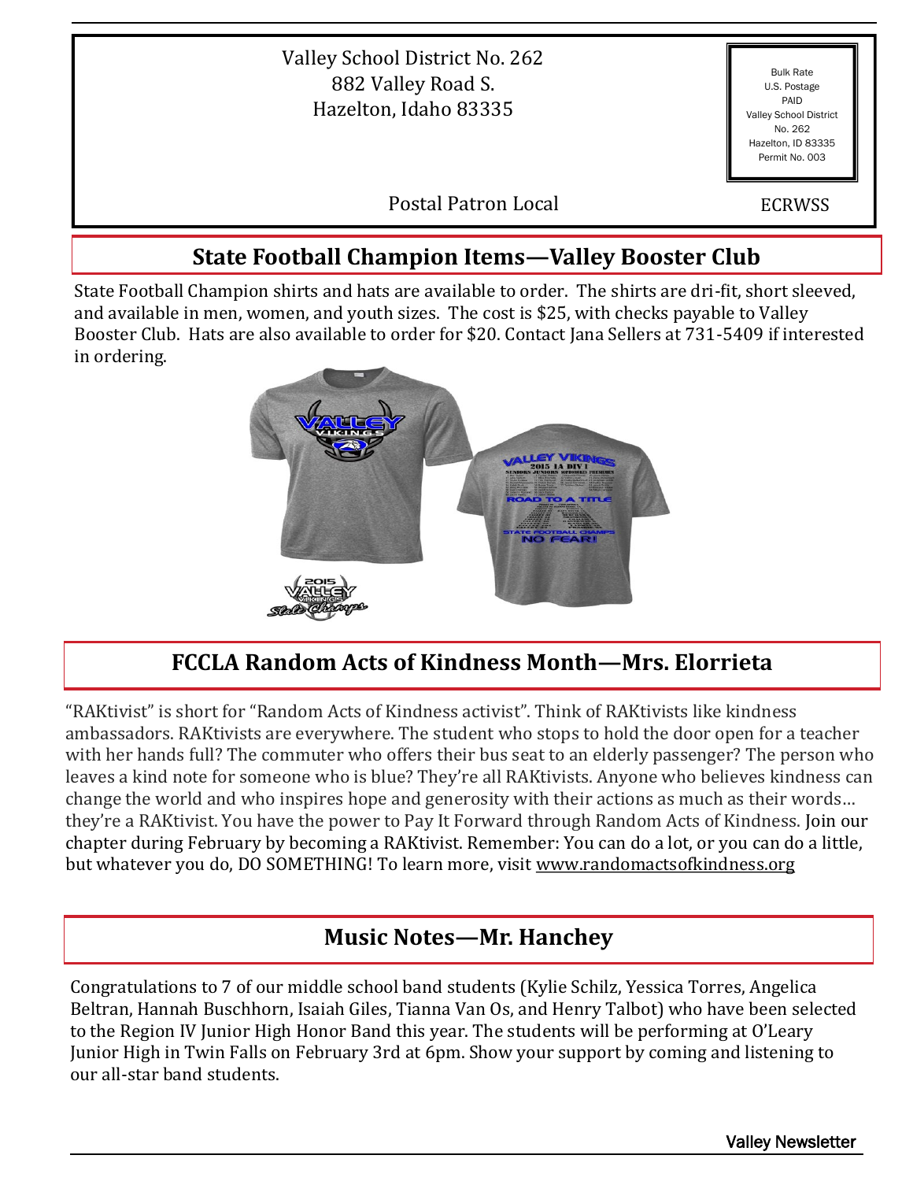Valley School District No. 262
882 Valley Road S.
Hazelton, Idaho 83335

Bulk Rate
U.S. Postage
PAID
Valley School District
No. 262
Hazelton, ID 83335
Permit No. 003

Postal Patron Local

ECRWSS

## State Football Champion Items—Valley Booster Club

State Football Champion shirts and hats are available to order. The shirts are dri-fit, short sleeved, and available in men, women, and youth sizes. The cost is $25, with checks payable to Valley Booster Club. Hats are also available to order for $20. Contact Jana Sellers at 731-5409 if interested in ordering.

## FCCLA Random Acts of Kindness Month—Mrs. Elorrieta

"RAKtivist" is short for "Random Acts of Kindness activist". Think of RAKtivists like kindness ambassadors. RAKtivists are everywhere. The student who stops to hold the door open for a teacher with her hands full? The commuter who offers their bus seat to an elderly passenger? The person who leaves a kind note for someone who is blue? They're all RAKtivists. Anyone who believes kindness can change the world and who inspires hope and generosity with their actions as much as their words… they're a RAKtivist. You have the power to Pay It Forward through Random Acts of Kindness. Join our chapter during February by becoming a RAKtivist. Remember: You can do a lot, or you can do a little, but whatever you do, DO SOMETHING! To learn more, visit www.randomactsofkindness.org

## Music Notes—Mr. Hanchey

Congratulations to 7 of our middle school band students (Kylie Schilz, Yessica Torres, Angelica Beltran, Hannah Buschhorn, Isaiah Giles, Tianna Van Os, and Henry Talbot) who have been selected to the Region IV Junior High Honor Band this year. The students will be performing at O'Leary Junior High in Twin Falls on February 3rd at 6pm. Show your support by coming and listening to our all-star band students.